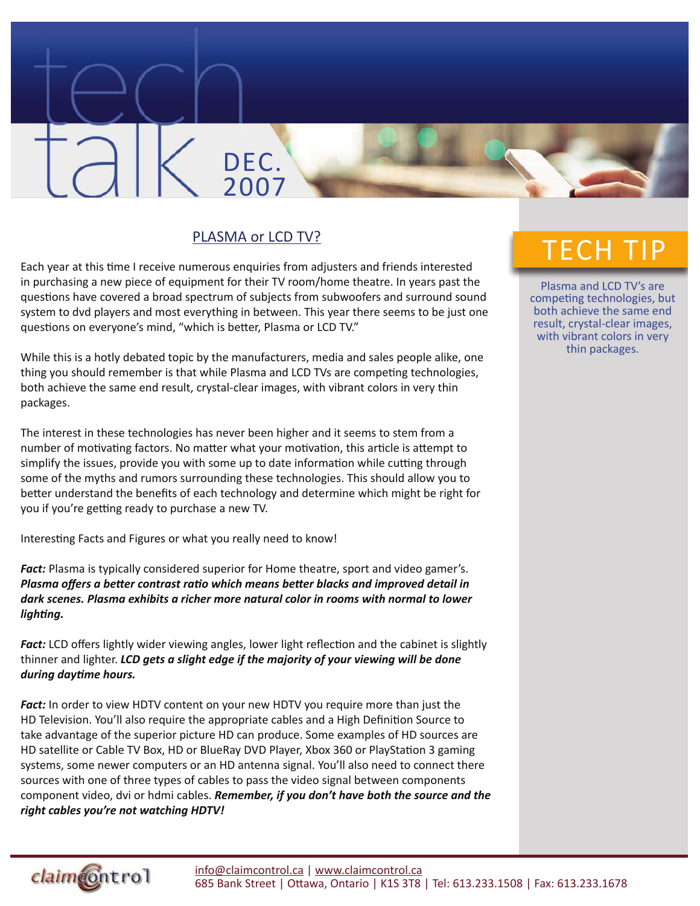# tech talk DEC. 2007

## PLASMA or LCD TV?

Each year at this time I receive numerous enquiries from adjusters and friends interested in purchasing a new piece of equipment for their TV room/home theatre. In years past the questions have covered a broad spectrum of subjects from subwoofers and surround sound system to dvd players and most everything in between. This year there seems to be just one questions on everyone's mind, "which is better, Plasma or LCD TV."

While this is a hotly debated topic by the manufacturers, media and sales people alike, one thing you should remember is that while Plasma and LCD TVs are competing technologies, both achieve the same end result, crystal-clear images, with vibrant colors in very thin packages.

The interest in these technologies has never been higher and it seems to stem from a number of motivating factors. No matter what your motivation, this article is attempt to simplify the issues, provide you with some up to date information while cutting through some of the myths and rumors surrounding these technologies. This should allow you to better understand the benefits of each technology and determine which might be right for you if you're getting ready to purchase a new TV.

Interesting Facts and Figures or what you really need to know!

***Fact:*** Plasma is typically considered superior for Home theatre, sport and video gamer's. ***Plasma offers a better contrast ratio which means better blacks and improved detail in dark scenes. Plasma exhibits a richer more natural color in rooms with normal to lower lighting.***

***Fact:*** LCD offers lightly wider viewing angles, lower light reflection and the cabinet is slightly thinner and lighter. ***LCD gets a slight edge if the majority of your viewing will be done during daytime hours.***

***Fact:*** In order to view HDTV content on your new HDTV you require more than just the HD Television. You'll also require the appropriate cables and a High Definition Source to take advantage of the superior picture HD can produce. Some examples of HD sources are HD satellite or Cable TV Box, HD or BlueRay DVD Player, Xbox 360 or PlayStation 3 gaming systems, some newer computers or an HD antenna signal. You'll also need to connect there sources with one of three types of cables to pass the video signal between components component video, dvi or hdmi cables. ***Remember, if you don't have both the source and the right cables you're not watching HDTV!***

## TECH TIP

Plasma and LCD TV's are competing technologies, but both achieve the same end result, crystal-clear images, with vibrant colors in very thin packages.

claimcontrol

info@claimcontrol.ca | www.claimcontrol.ca
685 Bank Street | Ottawa, Ontario | K1S 3T8 | Tel: 613.233.1508 | Fax: 613.233.1678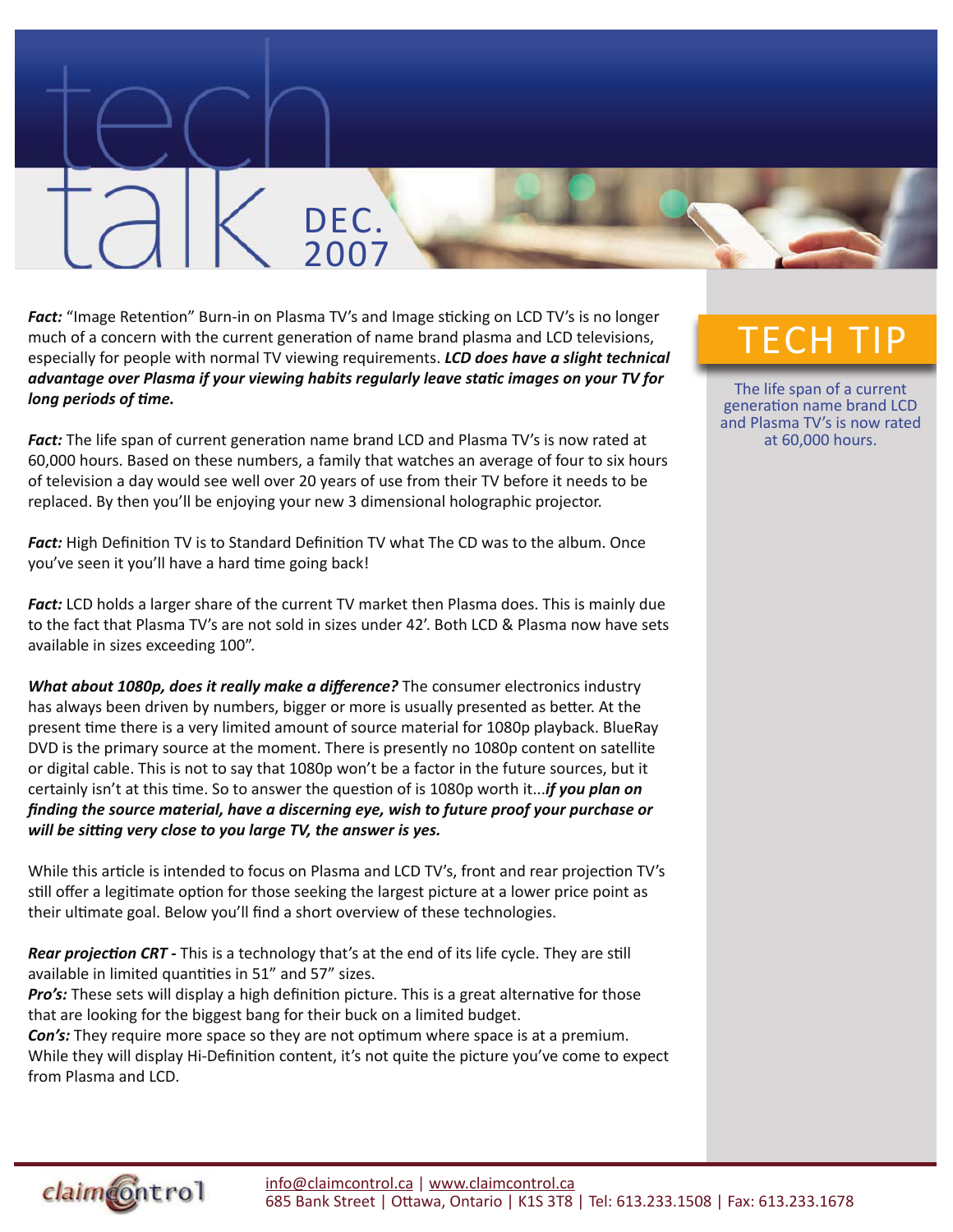# tech talk DEC. 2007

***Fact:*** "Image Retention" Burn-in on Plasma TV's and Image sticking on LCD TV's is no longer much of a concern with the current generation of name brand plasma and LCD televisions, especially for people with normal TV viewing requirements. ***LCD does have a slight technical advantage over Plasma if your viewing habits regularly leave static images on your TV for long periods of time.***

***Fact:*** The life span of current generation name brand LCD and Plasma TV's is now rated at 60,000 hours. Based on these numbers, a family that watches an average of four to six hours of television a day would see well over 20 years of use from their TV before it needs to be replaced. By then you'll be enjoying your new 3 dimensional holographic projector.

***Fact:*** High Definition TV is to Standard Definition TV what The CD was to the album. Once you've seen it you'll have a hard time going back!

***Fact:*** LCD holds a larger share of the current TV market then Plasma does. This is mainly due to the fact that Plasma TV's are not sold in sizes under 42'. Both LCD & Plasma now have sets available in sizes exceeding 100".

***What about 1080p, does it really make a difference?*** The consumer electronics industry has always been driven by numbers, bigger or more is usually presented as better. At the present time there is a very limited amount of source material for 1080p playback. BlueRay DVD is the primary source at the moment. There is presently no 1080p content on satellite or digital cable. This is not to say that 1080p won't be a factor in the future sources, but it certainly isn't at this time. So to answer the question of is 1080p worth it...***if you plan on finding the source material, have a discerning eye, wish to future proof your purchase or will be sitting very close to you large TV, the answer is yes.***

While this article is intended to focus on Plasma and LCD TV's, front and rear projection TV's still offer a legitimate option for those seeking the largest picture at a lower price point as their ultimate goal. Below you'll find a short overview of these technologies.

***Rear projection CRT -*** This is a technology that's at the end of its life cycle. They are still available in limited quantities in 51" and 57" sizes.
***Pro's:*** These sets will display a high definition picture. This is a great alternative for those that are looking for the biggest bang for their buck on a limited budget.
***Con's:*** They require more space so they are not optimum where space is at a premium. While they will display Hi-Definition content, it's not quite the picture you've come to expect from Plasma and LCD.

## TECH TIP

The life span of a current generation name brand LCD and Plasma TV's is now rated at 60,000 hours.

claimcontrol

info@claimcontrol.ca | www.claimcontrol.ca
685 Bank Street | Ottawa, Ontario | K1S 3T8 | Tel: 613.233.1508 | Fax: 613.233.1678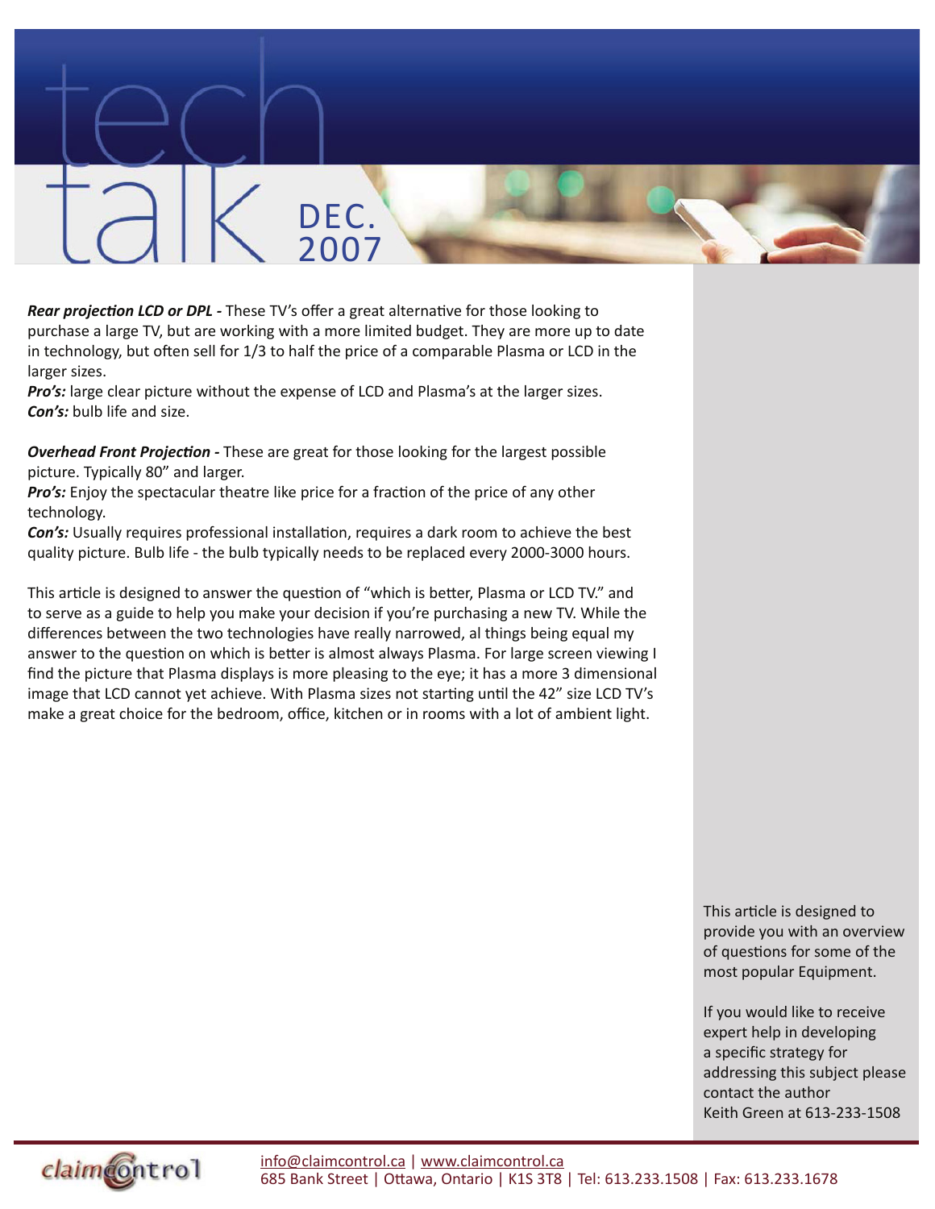***Rear projection LCD or DPL -*** These TV's offer a great alternative for those looking to purchase a large TV, but are working with a more limited budget. They are more up to date in technology, but often sell for 1/3 to half the price of a comparable Plasma or LCD in the larger sizes.
***Pro's:*** large clear picture without the expense of LCD and Plasma's at the larger sizes.
***Con's:*** bulb life and size.

***Overhead Front Projection -*** These are great for those looking for the largest possible picture. Typically 80" and larger.
***Pro's:*** Enjoy the spectacular theatre like price for a fraction of the price of any other technology.
***Con's:*** Usually requires professional installation, requires a dark room to achieve the best quality picture. Bulb life - the bulb typically needs to be replaced every 2000-3000 hours.

This article is designed to answer the question of "which is better, Plasma or LCD TV." and to serve as a guide to help you make your decision if you're purchasing a new TV. While the differences between the two technologies have really narrowed, al things being equal my answer to the question on which is better is almost always Plasma. For large screen viewing I find the picture that Plasma displays is more pleasing to the eye; it has a more 3 dimensional image that LCD cannot yet achieve. With Plasma sizes not starting until the 42" size LCD TV's make a great choice for the bedroom, office, kitchen or in rooms with a lot of ambient light.

This article is designed to provide you with an overview of questions for some of the most popular Equipment.

If you would like to receive expert help in developing a specific strategy for addressing this subject please contact the author Keith Green at 613-233-1508